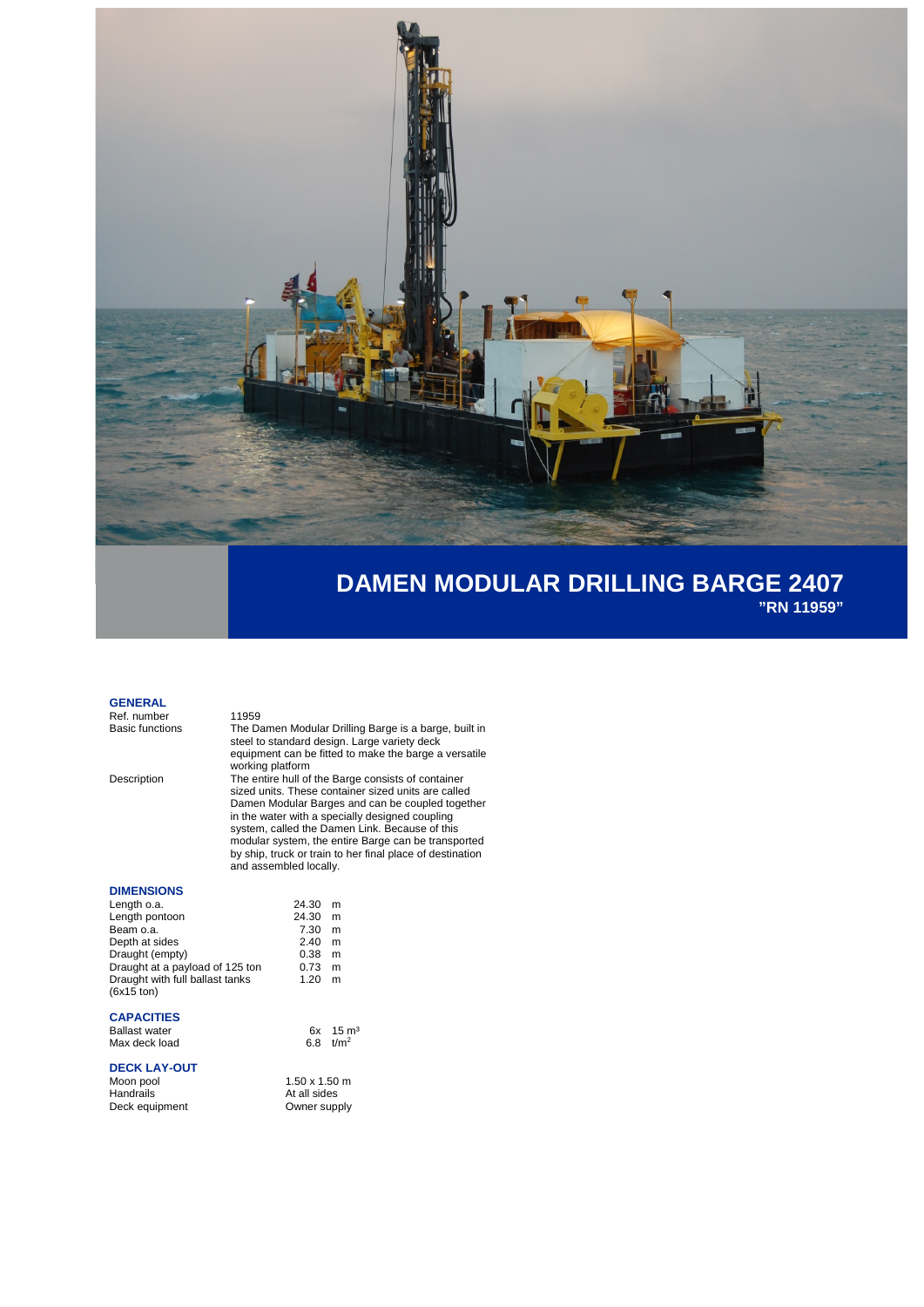# DAMEN MODULAR DRILLING BARGE 2407

**"RN 11959"**

## GENERAL

| | |
|---|---|
| Ref. number | 11959 |
| Basic functions | The Damen Modular Drilling Barge is a barge, built in steel to standard design. Large variety deck equipment can be fitted to make the barge a versatile working platform |
| Description | The entire hull of the Barge consists of container sized units. These container sized units are called Damen Modular Barges and can be coupled together in the water with a specially designed coupling system, called the Damen Link. Because of this modular system, the entire Barge can be transported by ship, truck or train to her final place of destination and assembled locally. |

## DIMENSIONS

| | | |
|---|---|---|
| Length o.a. | 24.30 | m |
| Length pontoon | 24.30 | m |
| Beam o.a. | 7.30 | m |
| Depth at sides | 2.40 | m |
| Draught (empty) | 0.38 | m |
| Draught at a payload of 125 ton | 0.73 | m |
| Draught with full ballast tanks (6x15 ton) | 1.20 | m |

## CAPACITIES

| | | |
|---|---|---|
| Ballast water | 6x | 15 $m^3$ |
| Max deck load | 6.8 | $t/m^2$ |

## DECK LAY-OUT

| | |
|---|---|
| Moon pool | 1.50 x 1.50 m |
| Handrails | At all sides |
| Deck equipment | Owner supply |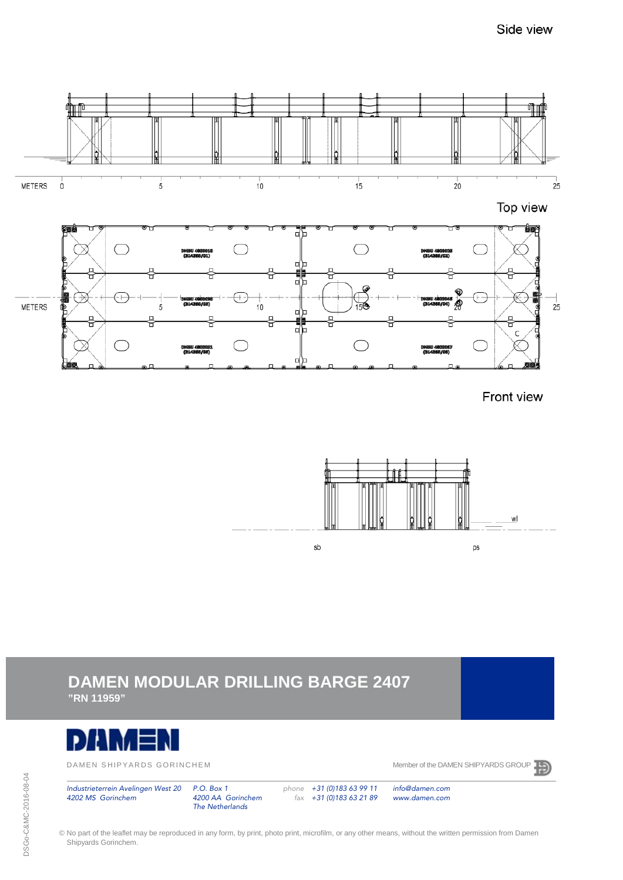Side view

METERS 0 5 10 15 20 25

Top view

METERS 5 10 15 20 25

Front view

wl

sb ps

# DAMEN MODULAR DRILLING BARGE 2407

**"RN 11959"**

DAMEN SHIPYARDS GORINCHEM

Member of the DAMEN SHIPYARDS GROUP

*Industrieterrein Avelingen West 20*
*4202 MS Gorinchem*

*P.O. Box 1*
*4200 AA Gorinchem*
*The Netherlands*

*phone +31 (0)183 63 99 11*
*fax +31 (0)183 63 21 89*

*info@damen.com*
*www.damen.com*

DSGo-C&MC-2016-08-04

© No part of the leaflet may be reproduced in any form, by print, photo print, microfilm, or any other means, without the written permission from Damen Shipyards Gorinchem.